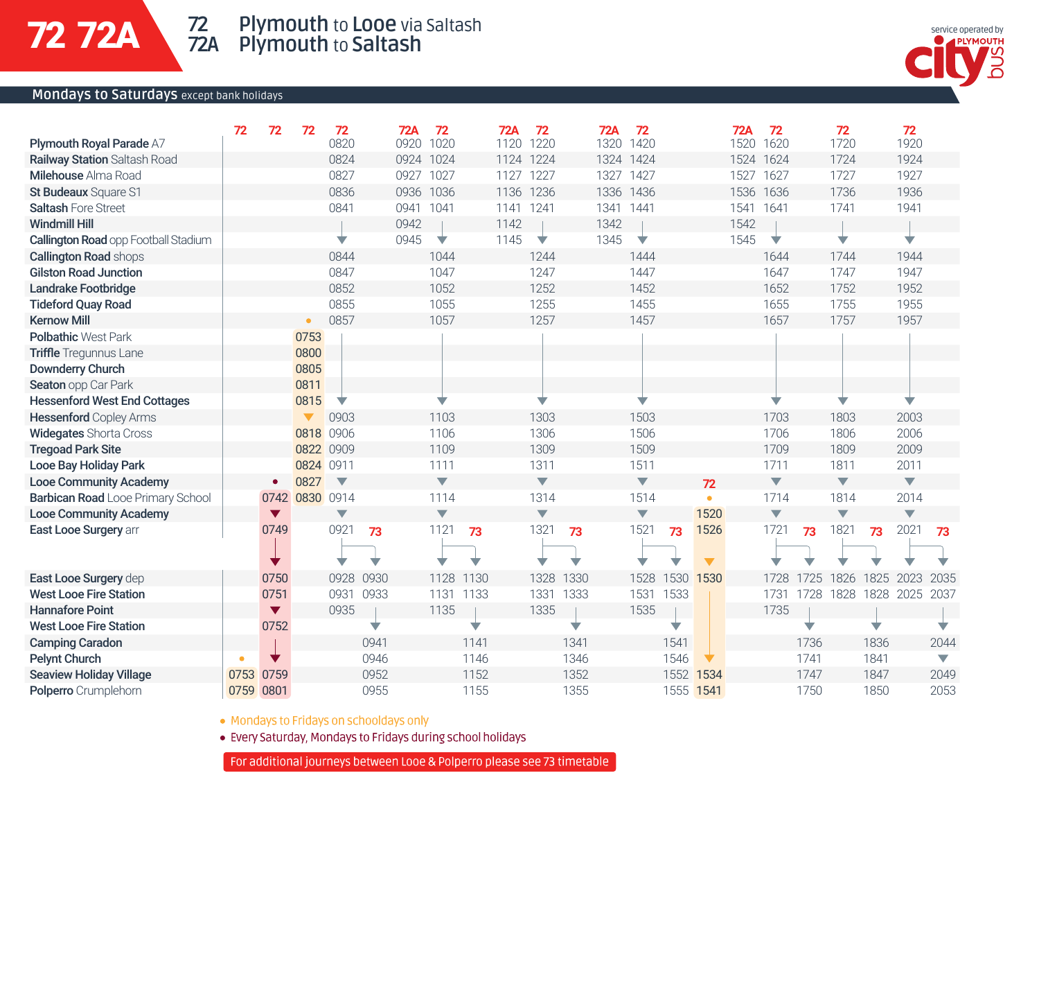# 72 72A

**72** Plymouth to Looe via Saltash
**72A** Plymouth to Saltash

service operated by Plymouth citybus

## Mondays to Saturdays except bank holidays

| | 72 | 72 | 72 | 72 | 73 | 72A | 72 | 73 | 72A | 72 | 73 | 72A | 72 | 73 | 72 | 72A | 72 | 73 | 72 | 73 | 72 | 73 |
|---|---|---|---|---|---|---|---|---|---|---|---|---|---|---|---|---|---|---|---|---|---|---|
| Plymouth Royal Parade A7 | | | | 0820 | | 0920 | 1020 | | 1120 | 1220 | | 1320 | 1420 | | | 1520 | 1620 | | 1720 | | 1920 | |
| Railway Station Saltash Road | | | | 0824 | | 0924 | 1024 | | 1124 | 1224 | | 1324 | 1424 | | | 1524 | 1624 | | 1724 | | 1924 | |
| Milehouse Alma Road | | | | 0827 | | 0927 | 1027 | | 1127 | 1227 | | 1327 | 1427 | | | 1527 | 1627 | | 1727 | | 1927 | |
| St Budeaux Square S1 | | | | 0836 | | 0936 | 1036 | | 1136 | 1236 | | 1336 | 1436 | | | 1536 | 1636 | | 1736 | | 1936 | |
| Saltash Fore Street | | | | 0841 | | 0941 | 1041 | | 1141 | 1241 | | 1341 | 1441 | | | 1541 | 1641 | | 1741 | | 1941 | |
| Windmill Hill | | | | ▼ | | 0942 | ▼ | | 1142 | ▼ | | 1342 | ▼ | | | 1542 | ▼ | | ▼ | | ▼ | |
| Callington Road opp Football Stadium | | | | ▼ | | 0945 | ▼ | | 1145 | ▼ | | 1345 | ▼ | | | 1545 | ▼ | | ▼ | | ▼ | |
| Callington Road shops | | | | 0844 | | | 1044 | | | 1244 | | | 1444 | | | | 1644 | | 1744 | | 1944 | |
| Gilston Road Junction | | | | 0847 | | | 1047 | | | 1247 | | | 1447 | | | | 1647 | | 1747 | | 1947 | |
| Landrake Footbridge | | | | 0852 | | | 1052 | | | 1252 | | | 1452 | | | | 1652 | | 1752 | | 1952 | |
| Tideford Quay Road | | | | 0855 | | | 1055 | | | 1255 | | | 1455 | | | | 1655 | | 1755 | | 1955 | |
| Kernow Mill | | | • | 0857 | | | 1057 | | | 1257 | | | 1457 | | | | 1657 | | 1757 | | 1957 | |
| Polbathic West Park | | | 0753 | | | | | | | | | | | | | | | | | | | |
| Triffle Tregunnus Lane | | | 0800 | | | | | | | | | | | | | | | | | | | |
| Downderry Church | | | 0805 | | | | | | | | | | | | | | | | | | | |
| Seaton opp Car Park | | | 0811 | | | | | | | | | | | | | | | | | | | |
| Hessenford West End Cottages | | | 0815 | ▼ | | | ▼ | | | ▼ | | | ▼ | | | | ▼ | | ▼ | | ▼ | |
| Hessenford Copley Arms | | | ▼ | 0903 | | | 1103 | | | 1303 | | | 1503 | | | | 1703 | | 1803 | | 2003 | |
| Widegates Shorta Cross | | | 0818 | 0906 | | | 1106 | | | 1306 | | | 1506 | | | | 1706 | | 1806 | | 2006 | |
| Tregoad Park Site | | | 0822 | 0909 | | | 1109 | | | 1309 | | | 1509 | | | | 1709 | | 1809 | | 2009 | |
| Looe Bay Holiday Park | | | 0824 | 0911 | | | 1111 | | | 1311 | | | 1511 | | | | 1711 | | 1811 | | 2011 | |
| Looe Community Academy | | • | 0827 | ▼ | | | ▼ | | | ▼ | | | ▼ | | 72 | | ▼ | | ▼ | | ▼ | |
| Barbican Road Looe Primary School | | 0742 | 0830 | 0914 | | | 1114 | | | 1314 | | | 1514 | | • | | 1714 | | 1814 | | 2014 | |
| Looe Community Academy | | ▼ | | ▼ | | | ▼ | | | ▼ | | | ▼ | | 1520 | | ▼ | | ▼ | | ▼ | |
| East Looe Surgery arr | | 0749 | | 0921 | 73 | | 1121 | 73 | | 1321 | 73 | | 1521 | 73 | 1526 | | 1721 | 73 | 1821 | 73 | 2021 | 73 |
| East Looe Surgery dep | | 0750 | | 0928 | 0930 | | 1128 | 1130 | | 1328 | 1330 | | 1528 | 1530 | 1530 | | 1728 | 1725 | 1826 | 1825 | 2023 | 2035 |
| West Looe Fire Station | | 0751 | | 0931 | 0933 | | 1131 | 1133 | | 1331 | 1333 | | 1531 | 1533 | | | 1731 | 1728 | 1828 | 1828 | 2025 | 2037 |
| Hannafore Point | | ▼ | | 0935 | ▼ | | 1135 | ▼ | | 1335 | ▼ | | 1535 | ▼ | | | 1735 | ▼ | | ▼ | | ▼ |
| West Looe Fire Station | | 0752 | | | | | | | | | | | | | | | | | | | | |
| Camping Caradon | | | | | 0941 | | | 1141 | | | 1341 | | | 1541 | | | | 1736 | | 1836 | | 2044 |
| Pelynt Church | • | ▼ | | | 0946 | | | 1146 | | | 1346 | | | 1546 | ▼ | | | 1741 | | 1841 | | ▼ |
| Seaview Holiday Village | 0753 | 0759 | | | 0952 | | | 1152 | | | 1352 | | | 1552 | 1534 | | | 1747 | | 1847 | | 2049 |
| Polperro Crumplehorn | 0759 | 0801 | | | 0955 | | | 1155 | | | 1355 | | | 1555 | 1541 | | | 1750 | | 1850 | | 2053 |

• Mondays to Fridays on schooldays only

• Every Saturday, Mondays to Fridays during school holidays

For additional journeys between Looe & Polperro please see 73 timetable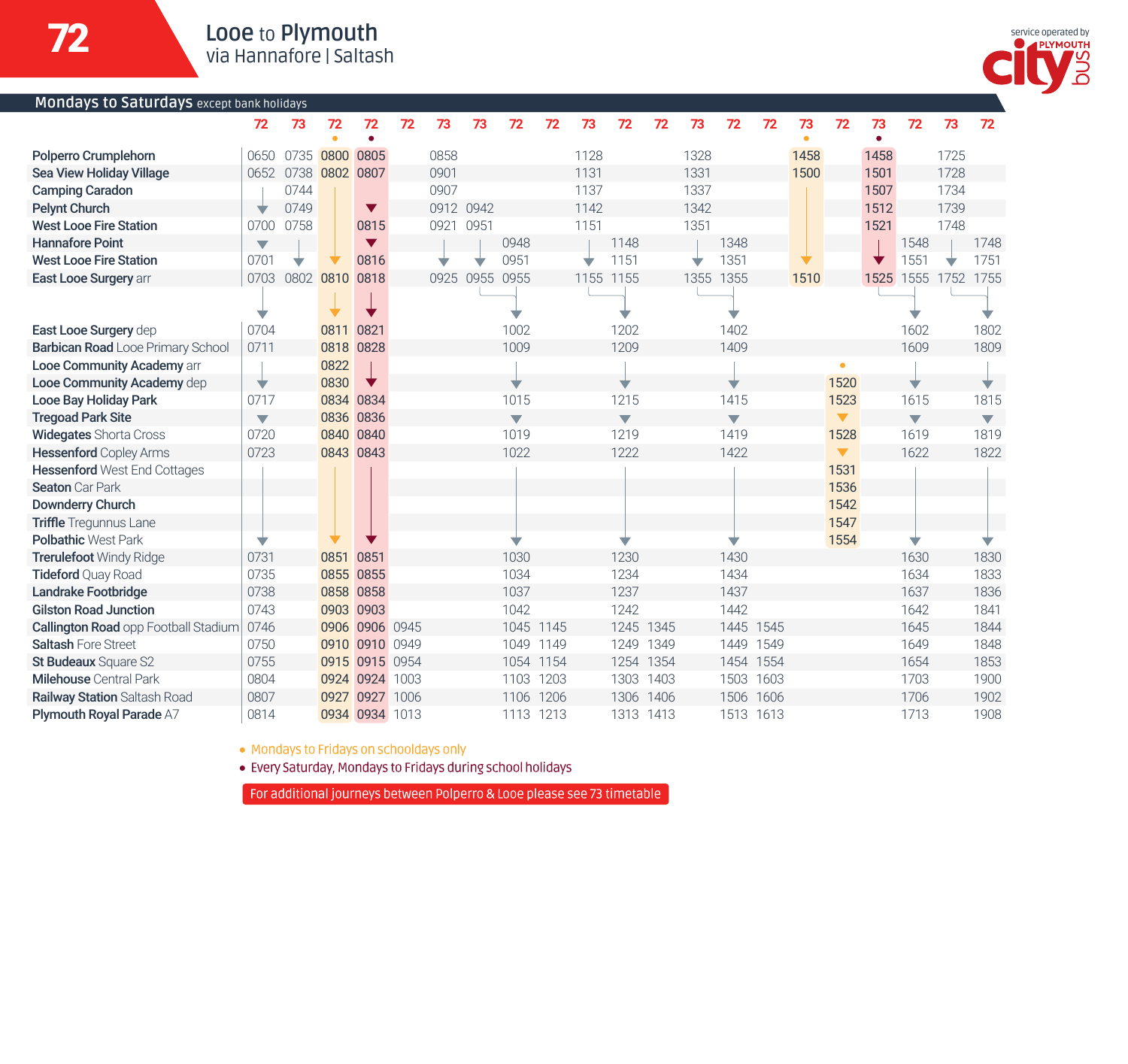# 72

## Looe to Plymouth
via Hannafore | Saltash

service operated by PLYMOUTH citybus

**Mondays to Saturdays** except bank holidays

| | 72 | 73 | 72 ● | 72 ● | 72 | 73 | 73 | 72 | 72 | 73 | 72 | 72 | 73 | 72 | 72 | 73 ● | 72 | 73 ● | 72 | 73 | 72 |
|---|---|---|---|---|---|---|---|---|---|---|---|---|---|---|---|---|---|---|---|---|---|
| **Polperro Crumplehorn** | 0650 | 0735 | 0800 | 0805 | | 0858 | | | | 1128 | | | 1328 | | | 1458 | | 1458 | | 1725 | |
| **Sea View Holiday Village** | 0652 | 0738 | 0802 | 0807 | | 0901 | | | | 1131 | | | 1331 | | | 1500 | | 1501 | | 1728 | |
| **Camping Caradon** | | 0744 | | | | 0907 | | | | 1137 | | | 1337 | | | | | 1507 | | 1734 | |
| **Pelynt Church** | | 0749 | | | | 0912 | 0942 | | | 1142 | | | 1342 | | | | | 1512 | | 1739 | |
| **West Looe Fire Station** | 0700 | 0758 | | 0815 | | 0921 | 0951 | | | 1151 | | | 1351 | | | | | 1521 | | 1748 | |
| **Hannafore Point** | | | | | | | | 0948 | | | 1148 | | | 1348 | | | | | 1548 | | 1748 |
| **West Looe Fire Station** | 0701 | | | 0816 | | | | 0951 | | | 1151 | | | 1351 | | | | | 1551 | | 1751 |
| **East Looe Surgery** arr | 0703 | 0802 | 0810 | 0818 | | 0925 | 0955 | 0955 | | 1155 | 1155 | | 1355 | 1355 | | 1510 | | 1525 | 1555 | 1752 | 1755 |
| **East Looe Surgery** dep | 0704 | | 0811 | 0821 | | | | 1002 | | | 1202 | | | 1402 | | | | | 1602 | | 1802 |
| **Barbican Road** Looe Primary School | 0711 | | 0818 | 0828 | | | | 1009 | | | 1209 | | | 1409 | | | | | 1609 | | 1809 |
| **Looe Community Academy** arr | | | 0822 | | | | | | | | | | | | | | | | | | |
| **Looe Community Academy** dep | | | 0830 | | | | | | | | | | | | | | 1520 ● | | | | |
| **Looe Bay Holiday Park** | 0717 | | 0834 | 0834 | | | | 1015 | | | 1215 | | | 1415 | | | 1523 | | 1615 | | 1815 |
| **Tregoad Park Site** | | | 0836 | 0836 | | | | | | | | | | | | | | | | | |
| **Widegates** Shorta Cross | 0720 | | 0840 | 0840 | | | | 1019 | | | 1219 | | | 1419 | | | 1528 | | 1619 | | 1819 |
| **Hessenford** Copley Arms | 0723 | | 0843 | 0843 | | | | 1022 | | | 1222 | | | 1422 | | | | | 1622 | | 1822 |
| **Hessenford** West End Cottages | | | | | | | | | | | | | | | | | 1531 | | | | |
| **Seaton** Car Park | | | | | | | | | | | | | | | | | 1536 | | | | |
| **Downderry Church** | | | | | | | | | | | | | | | | | 1542 | | | | |
| **Triffle** Tregunnus Lane | | | | | | | | | | | | | | | | | 1547 | | | | |
| **Polbathic** West Park | | | | | | | | | | | | | | | | | 1554 | | | | |
| **Trerulefoot** Windy Ridge | 0731 | | 0851 | 0851 | | | | 1030 | | | 1230 | | | 1430 | | | | | 1630 | | 1830 |
| **Tideford** Quay Road | 0735 | | 0855 | 0855 | | | | 1034 | | | 1234 | | | 1434 | | | | | 1634 | | 1833 |
| **Landrake Footbridge** | 0738 | | 0858 | 0858 | | | | 1037 | | | 1237 | | | 1437 | | | | | 1637 | | 1836 |
| **Gilston Road Junction** | 0743 | | 0903 | 0903 | | | | 1042 | | | 1242 | | | 1442 | | | | | 1642 | | 1841 |
| **Callington Road** opp Football Stadium | 0746 | | 0906 | 0906 | 0945 | | | 1045 | 1145 | | 1245 | 1345 | | 1445 | 1545 | | | | 1645 | | 1844 |
| **Saltash** Fore Street | 0750 | | 0910 | 0910 | 0949 | | | 1049 | 1149 | | 1249 | 1349 | | 1449 | 1549 | | | | 1649 | | 1848 |
| **St Budeaux** Square S2 | 0755 | | 0915 | 0915 | 0954 | | | 1054 | 1154 | | 1254 | 1354 | | 1454 | 1554 | | | | 1654 | | 1853 |
| **Milehouse** Central Park | 0804 | | 0924 | 0924 | 1003 | | | 1103 | 1203 | | 1303 | 1403 | | 1503 | 1603 | | | | 1703 | | 1900 |
| **Railway Station** Saltash Road | 0807 | | 0927 | 0927 | 1006 | | | 1106 | 1206 | | 1306 | 1406 | | 1506 | 1606 | | | | 1706 | | 1902 |
| **Plymouth Royal Parade** A7 | 0814 | | 0934 | 0934 | 1013 | | | 1113 | 1213 | | 1313 | 1413 | | 1513 | 1613 | | | | 1713 | | 1908 |

● (orange; columns 3, 16 and the 1520 journey) Mondays to Fridays on schooldays only
● (red; columns 4 and 18) Every Saturday, Mondays to Fridays during school holidays

For additional journeys between Polperro & Looe please see 73 timetable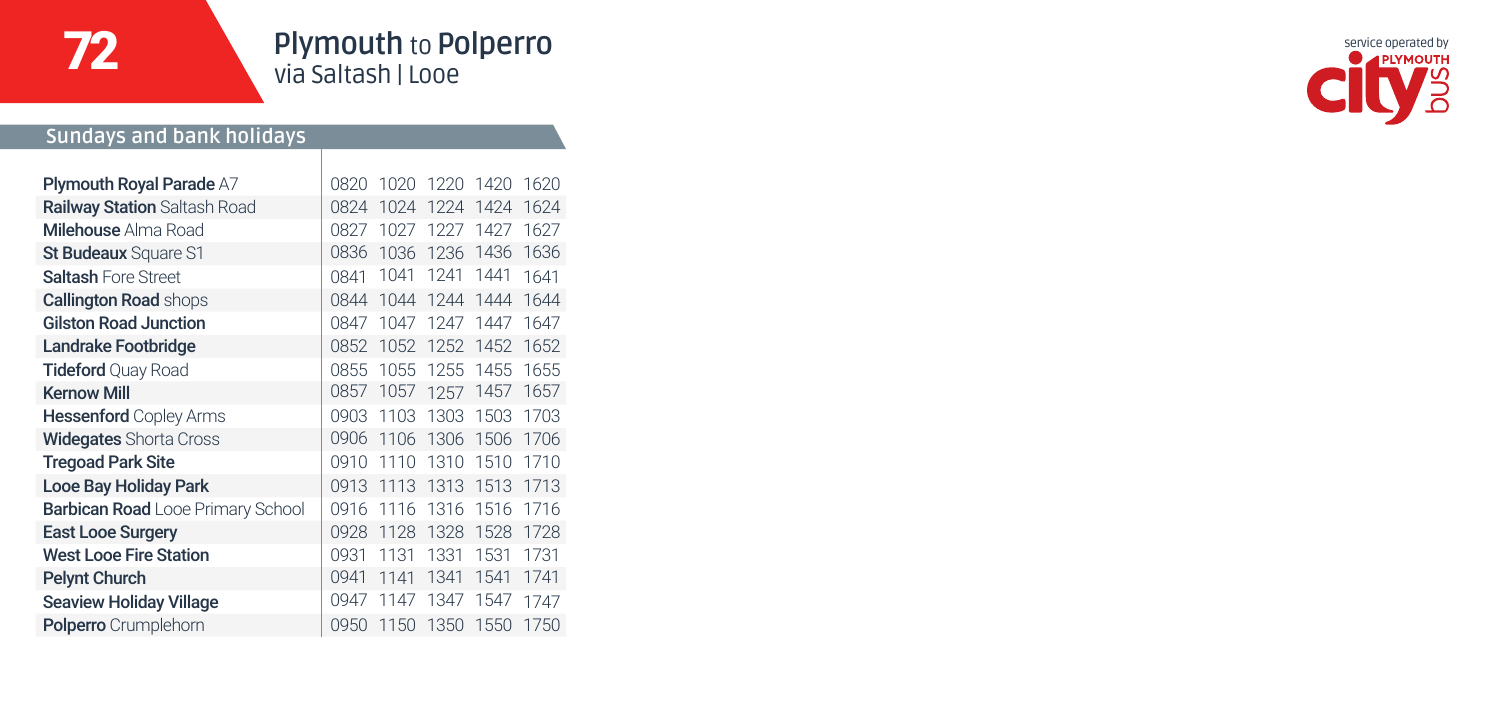# 72 Plymouth to Polperro

via Saltash | Looe

service operated by Plymouth citybus

## Sundays and bank holidays

| Stop | | | | | |
|---|---|---|---|---|---|
| **Plymouth Royal Parade** A7 | 0820 | 1020 | 1220 | 1420 | 1620 |
| **Railway Station** Saltash Road | 0824 | 1024 | 1224 | 1424 | 1624 |
| **Milehouse** Alma Road | 0827 | 1027 | 1227 | 1427 | 1627 |
| **St Budeaux** Square S1 | 0836 | 1036 | 1236 | 1436 | 1636 |
| **Saltash** Fore Street | 0841 | 1041 | 1241 | 1441 | 1641 |
| **Callington Road** shops | 0844 | 1044 | 1244 | 1444 | 1644 |
| **Gilston Road Junction** | 0847 | 1047 | 1247 | 1447 | 1647 |
| **Landrake Footbridge** | 0852 | 1052 | 1252 | 1452 | 1652 |
| **Tideford** Quay Road | 0855 | 1055 | 1255 | 1455 | 1655 |
| **Kernow Mill** | 0857 | 1057 | 1257 | 1457 | 1657 |
| **Hessenford** Copley Arms | 0903 | 1103 | 1303 | 1503 | 1703 |
| **Widegates** Shorta Cross | 0906 | 1106 | 1306 | 1506 | 1706 |
| **Tregoad Park Site** | 0910 | 1110 | 1310 | 1510 | 1710 |
| **Looe Bay Holiday Park** | 0913 | 1113 | 1313 | 1513 | 1713 |
| **Barbican Road** Looe Primary School | 0916 | 1116 | 1316 | 1516 | 1716 |
| **East Looe Surgery** | 0928 | 1128 | 1328 | 1528 | 1728 |
| **West Looe Fire Station** | 0931 | 1131 | 1331 | 1531 | 1731 |
| **Pelynt Church** | 0941 | 1141 | 1341 | 1541 | 1741 |
| **Seaview Holiday Village** | 0947 | 1147 | 1347 | 1547 | 1747 |
| **Polperro** Crumplehorn | 0950 | 1150 | 1350 | 1550 | 1750 |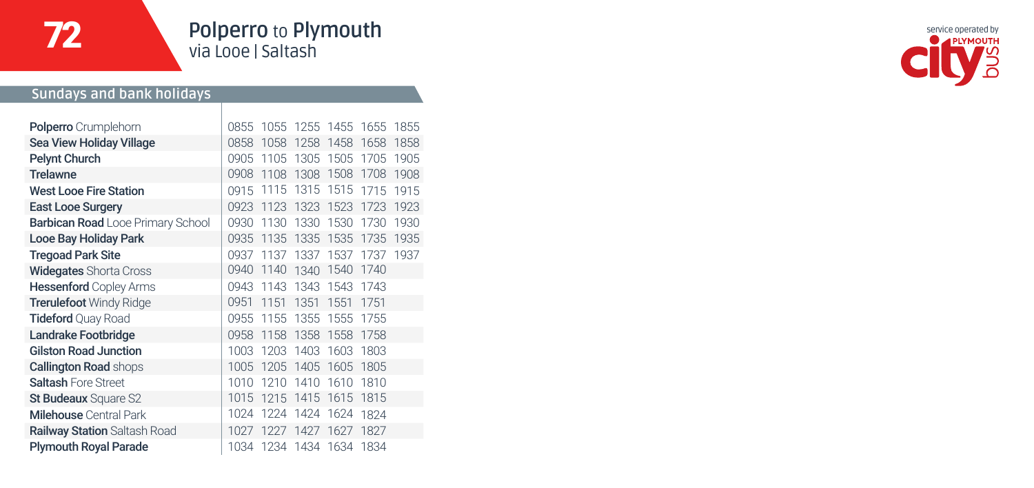# 72 Polperro to Plymouth

via Looe | Saltash

service operated by Plymouth citybus

## Sundays and bank holidays

| | | | | | | |
|---|---|---|---|---|---|---|
| **Polperro** Crumplehorn | 0855 | 1055 | 1255 | 1455 | 1655 | 1855 |
| **Sea View Holiday Village** | 0858 | 1058 | 1258 | 1458 | 1658 | 1858 |
| **Pelynt Church** | 0905 | 1105 | 1305 | 1505 | 1705 | 1905 |
| **Trelawne** | 0908 | 1108 | 1308 | 1508 | 1708 | 1908 |
| **West Looe Fire Station** | 0915 | 1115 | 1315 | 1515 | 1715 | 1915 |
| **East Looe Surgery** | 0923 | 1123 | 1323 | 1523 | 1723 | 1923 |
| **Barbican Road** Looe Primary School | 0930 | 1130 | 1330 | 1530 | 1730 | 1930 |
| **Looe Bay Holiday Park** | 0935 | 1135 | 1335 | 1535 | 1735 | 1935 |
| **Tregoad Park Site** | 0937 | 1137 | 1337 | 1537 | 1737 | 1937 |
| **Widegates** Shorta Cross | 0940 | 1140 | 1340 | 1540 | 1740 | |
| **Hessenford** Copley Arms | 0943 | 1143 | 1343 | 1543 | 1743 | |
| **Trerulefoot** Windy Ridge | 0951 | 1151 | 1351 | 1551 | 1751 | |
| **Tideford** Quay Road | 0955 | 1155 | 1355 | 1555 | 1755 | |
| **Landrake Footbridge** | 0958 | 1158 | 1358 | 1558 | 1758 | |
| **Gilston Road Junction** | 1003 | 1203 | 1403 | 1603 | 1803 | |
| **Callington Road** shops | 1005 | 1205 | 1405 | 1605 | 1805 | |
| **Saltash** Fore Street | 1010 | 1210 | 1410 | 1610 | 1810 | |
| **St Budeaux** Square S2 | 1015 | 1215 | 1415 | 1615 | 1815 | |
| **Milehouse** Central Park | 1024 | 1224 | 1424 | 1624 | 1824 | |
| **Railway Station** Saltash Road | 1027 | 1227 | 1427 | 1627 | 1827 | |
| **Plymouth Royal Parade** | 1034 | 1234 | 1434 | 1634 | 1834 | |